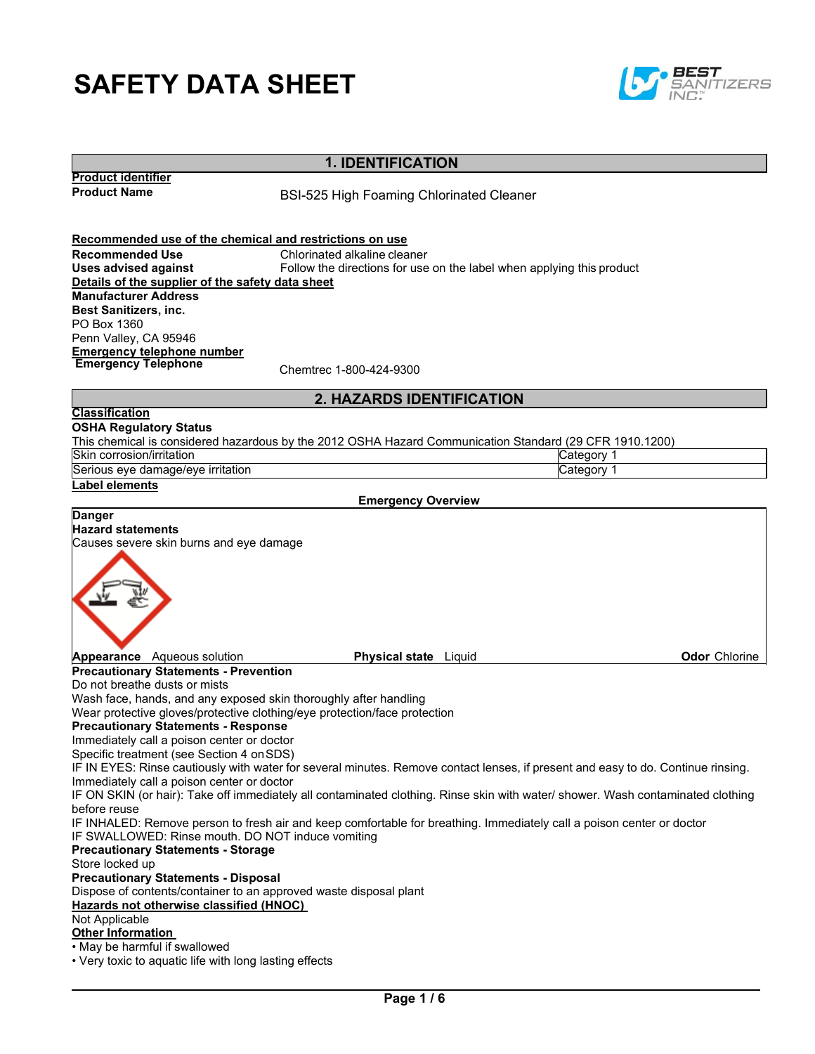# SAFETY DATA SHEET

## 1. IDENTIFICATION

**Product identifier**

**Product Name** BSI-525 High Foaming Chlorinated Cleaner

**Recommended use of the chemical and restrictions on use**

**Recommended Use** Chlorinated alkaline cleaner

**Uses advised against** Follow the directions for use on the label when applying this product

**Details of the supplier of the safety data sheet**

**Manufacturer Address**
**Best Sanitizers, inc.**
PO Box 1360
Penn Valley, CA 95946

**Emergency telephone number**

**Emergency Telephone** Chemtrec 1-800-424-9300

## 2. HAZARDS IDENTIFICATION

**Classification**

**OSHA Regulatory Status**

This chemical is considered hazardous by the 2012 OSHA Hazard Communication Standard (29 CFR 1910.1200)

| Hazard | Category |
|---|---|
| Skin corrosion/irritation | Category 1 |
| Serious eye damage/eye irritation | Category 1 |

**Label elements**

**Emergency Overview**

**Danger**

**Hazard statements**

Causes severe skin burns and eye damage

**Appearance** Aqueous solution **Physical state** Liquid **Odor** Chlorine

**Precautionary Statements - Prevention**

Do not breathe dusts or mists
Wash face, hands, and any exposed skin thoroughly after handling
Wear protective gloves/protective clothing/eye protection/face protection

**Precautionary Statements - Response**

Immediately call a poison center or doctor
Specific treatment (see Section 4 on SDS)
IF IN EYES: Rinse cautiously with water for several minutes. Remove contact lenses, if present and easy to do. Continue rinsing.
Immediately call a poison center or doctor
IF ON SKIN (or hair): Take off immediately all contaminated clothing. Rinse skin with water/ shower. Wash contaminated clothing before reuse
IF INHALED: Remove person to fresh air and keep comfortable for breathing. Immediately call a poison center or doctor
IF SWALLOWED: Rinse mouth. DO NOT induce vomiting

**Precautionary Statements - Storage**

Store locked up

**Precautionary Statements - Disposal**

Dispose of contents/container to an approved waste disposal plant

**Hazards not otherwise classified (HNOC)**

Not Applicable

**Other Information**

- May be harmful if swallowed
- Very toxic to aquatic life with long lasting effects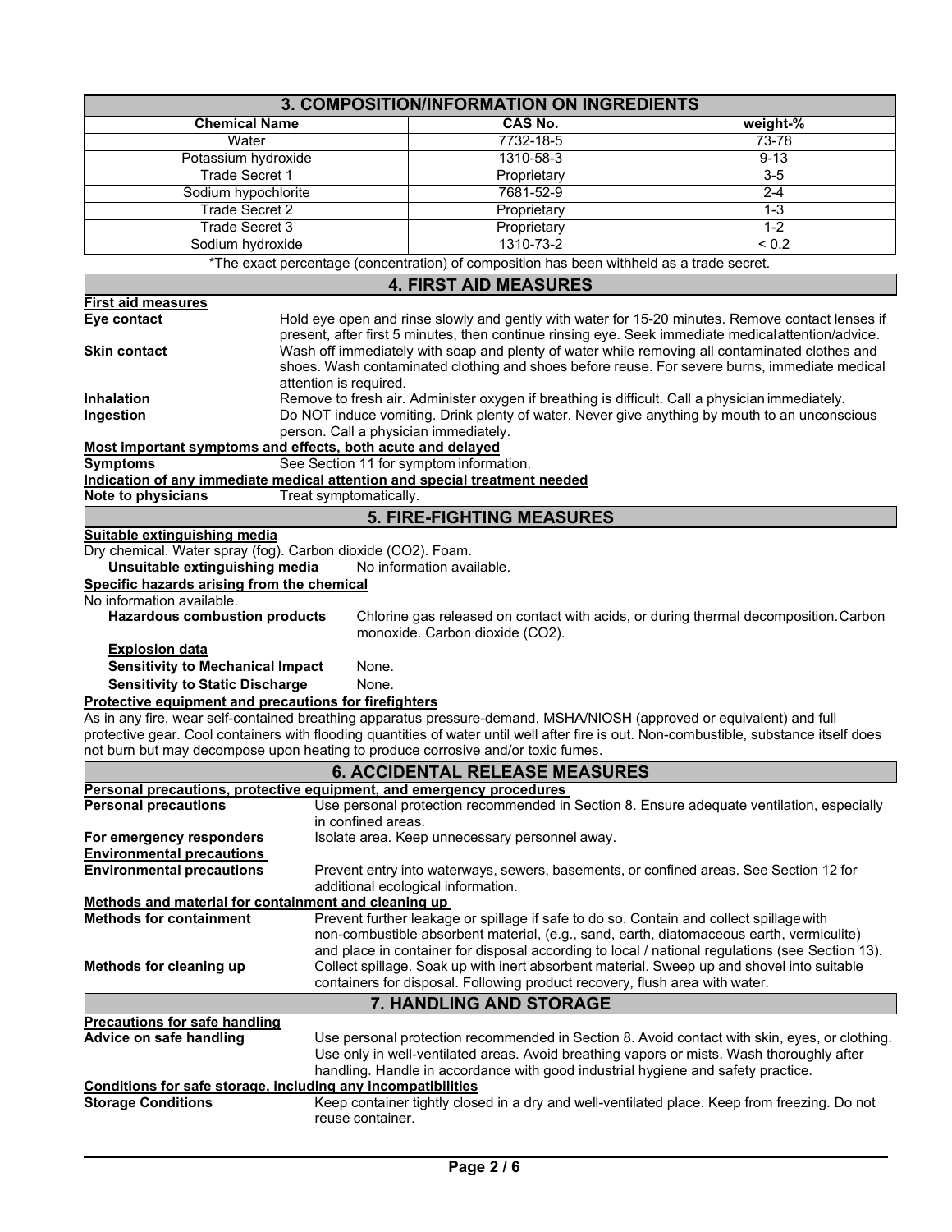## 3. COMPOSITION/INFORMATION ON INGREDIENTS

| Chemical Name | CAS No. | weight-% |
|---|---|---|
| Water | 7732-18-5 | 73-78 |
| Potassium hydroxide | 1310-58-3 | 9-13 |
| Trade Secret 1 | Proprietary | 3-5 |
| Sodium hypochlorite | 7681-52-9 | 2-4 |
| Trade Secret 2 | Proprietary | 1-3 |
| Trade Secret 3 | Proprietary | 1-2 |
| Sodium hydroxide | 1310-73-2 | < 0.2 |

*The exact percentage (concentration) of composition has been withheld as a trade secret.

## 4. FIRST AID MEASURES

**First aid measures**

**Eye contact** Hold eye open and rinse slowly and gently with water for 15-20 minutes. Remove contact lenses if present, after first 5 minutes, then continue rinsing eye. Seek immediate medical attention/advice.

**Skin contact** Wash off immediately with soap and plenty of water while removing all contaminated clothes and shoes. Wash contaminated clothing and shoes before reuse. For severe burns, immediate medical attention is required.

**Inhalation** Remove to fresh air. Administer oxygen if breathing is difficult. Call a physician immediately.

**Ingestion** Do NOT induce vomiting. Drink plenty of water. Never give anything by mouth to an unconscious person. Call a physician immediately.

**Most important symptoms and effects, both acute and delayed**

**Symptoms** See Section 11 for symptom information.

**Indication of any immediate medical attention and special treatment needed**

**Note to physicians** Treat symptomatically.

## 5. FIRE-FIGHTING MEASURES

**Suitable extinguishing media**

Dry chemical. Water spray (fog). Carbon dioxide (CO2). Foam.

**Unsuitable extinguishing media** No information available.

**Specific hazards arising from the chemical**

No information available.

**Hazardous combustion products** Chlorine gas released on contact with acids, or during thermal decomposition. Carbon monoxide. Carbon dioxide (CO2).

**Explosion data**

**Sensitivity to Mechanical Impact** None.

**Sensitivity to Static Discharge** None.

**Protective equipment and precautions for firefighters**

As in any fire, wear self-contained breathing apparatus pressure-demand, MSHA/NIOSH (approved or equivalent) and full protective gear. Cool containers with flooding quantities of water until well after fire is out. Non-combustible, substance itself does not burn but may decompose upon heating to produce corrosive and/or toxic fumes.

## 6. ACCIDENTAL RELEASE MEASURES

**Personal precautions, protective equipment, and emergency procedures**

**Personal precautions** Use personal protection recommended in Section 8. Ensure adequate ventilation, especially in confined areas.

**For emergency responders** Isolate area. Keep unnecessary personnel away.

**Environmental precautions**

**Environmental precautions** Prevent entry into waterways, sewers, basements, or confined areas. See Section 12 for additional ecological information.

**Methods and material for containment and cleaning up**

**Methods for containment** Prevent further leakage or spillage if safe to do so. Contain and collect spillage with non-combustible absorbent material, (e.g., sand, earth, diatomaceous earth, vermiculite) and place in container for disposal according to local / national regulations (see Section 13).

**Methods for cleaning up** Collect spillage. Soak up with inert absorbent material. Sweep up and shovel into suitable containers for disposal. Following product recovery, flush area with water.

## 7. HANDLING AND STORAGE

**Precautions for safe handling**

**Advice on safe handling** Use personal protection recommended in Section 8. Avoid contact with skin, eyes, or clothing. Use only in well-ventilated areas. Avoid breathing vapors or mists. Wash thoroughly after handling. Handle in accordance with good industrial hygiene and safety practice.

**Conditions for safe storage, including any incompatibilities**

**Storage Conditions** Keep container tightly closed in a dry and well-ventilated place. Keep from freezing. Do not reuse container.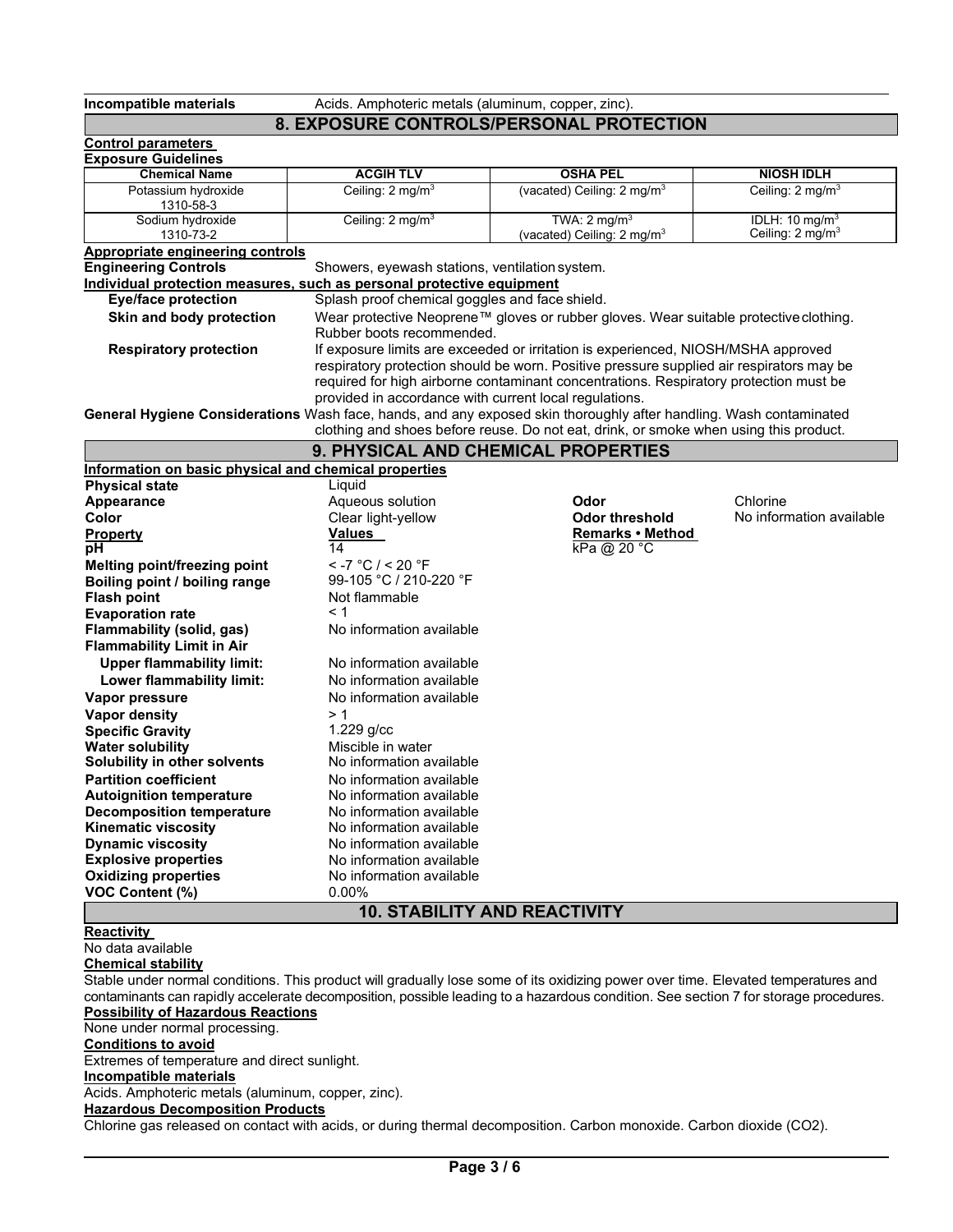**Incompatible materials** Acids. Amphoteric metals (aluminum, copper, zinc).

## 8. EXPOSURE CONTROLS/PERSONAL PROTECTION

**Control parameters**

**Exposure Guidelines**

| Chemical Name | ACGIH TLV | OSHA PEL | NIOSH IDLH |
|---|---|---|---|
| Potassium hydroxide 1310-58-3 | Ceiling: 2 mg/m$^3$ | (vacated) Ceiling: 2 mg/m$^3$ | Ceiling: 2 mg/m$^3$ |
| Sodium hydroxide 1310-73-2 | Ceiling: 2 mg/m$^3$ | TWA: 2 mg/m$^3$ (vacated) Ceiling: 2 mg/m$^3$ | IDLH: 10 mg/m$^3$ Ceiling: 2 mg/m$^3$ |

**Appropriate engineering controls**

**Engineering Controls** Showers, eyewash stations, ventilation system.

**Individual protection measures, such as personal protective equipment**

**Eye/face protection** Splash proof chemical goggles and face shield.

**Skin and body protection** Wear protective Neoprene™ gloves or rubber gloves. Wear suitable protective clothing. Rubber boots recommended.

**Respiratory protection** If exposure limits are exceeded or irritation is experienced, NIOSH/MSHA approved respiratory protection should be worn. Positive pressure supplied air respirators may be required for high airborne contaminant concentrations. Respiratory protection must be provided in accordance with current local regulations.

**General Hygiene Considerations** Wash face, hands, and any exposed skin thoroughly after handling. Wash contaminated clothing and shoes before reuse. Do not eat, drink, or smoke when using this product.

## 9. PHYSICAL AND CHEMICAL PROPERTIES

**Information on basic physical and chemical properties**

**Physical state** Liquid

**Appearance** Aqueous solution

**Odor** Chlorine

**Color** Clear light-yellow

**Odor threshold** No information available

| Property | Values | Remarks • Method |
|---|---|---|
| pH | 14 | kPa @ 20 °C |
| Melting point/freezing point | < -7 °C / < 20 °F | |
| Boiling point / boiling range | 99-105 °C / 210-220 °F | |
| Flash point | Not flammable | |
| Evaporation rate | < 1 | |
| Flammability (solid, gas) | No information available | |
| Flammability Limit in Air | | |
| Upper flammability limit: | No information available | |
| Lower flammability limit: | No information available | |
| Vapor pressure | No information available | |
| Vapor density | > 1 | |
| Specific Gravity | 1.229 g/cc | |
| Water solubility | Miscible in water | |
| Solubility in other solvents | No information available | |
| Partition coefficient | No information available | |
| Autoignition temperature | No information available | |
| Decomposition temperature | No information available | |
| Kinematic viscosity | No information available | |
| Dynamic viscosity | No information available | |
| Explosive properties | No information available | |
| Oxidizing properties | No information available | |
| VOC Content (%) | 0.00% | |

## 10. STABILITY AND REACTIVITY

**Reactivity**

No data available

**Chemical stability**

Stable under normal conditions. This product will gradually lose some of its oxidizing power over time. Elevated temperatures and contaminants can rapidly accelerate decomposition, possible leading to a hazardous condition. See section 7 for storage procedures.

**Possibility of Hazardous Reactions**

None under normal processing.

**Conditions to avoid**

Extremes of temperature and direct sunlight.

**Incompatible materials**

Acids. Amphoteric metals (aluminum, copper, zinc).

**Hazardous Decomposition Products**

Chlorine gas released on contact with acids, or during thermal decomposition. Carbon monoxide. Carbon dioxide ($CO_2$).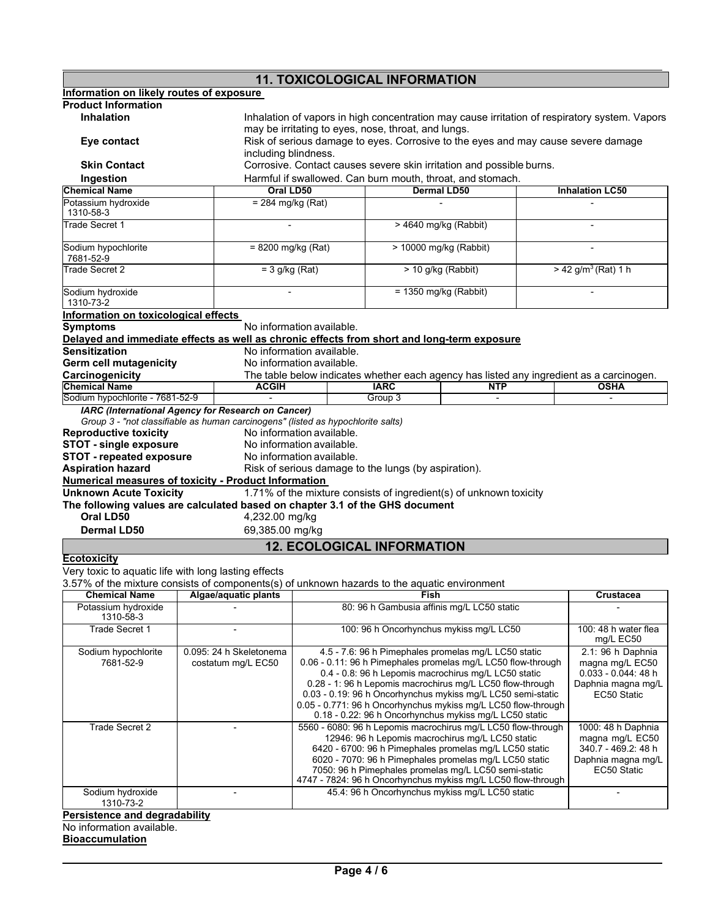## 11. TOXICOLOGICAL INFORMATION

**Information on likely routes of exposure**

**Product Information**

**Inhalation** Inhalation of vapors in high concentration may cause irritation of respiratory system. Vapors may be irritating to eyes, nose, throat, and lungs.

**Eye contact** Risk of serious damage to eyes. Corrosive to the eyes and may cause severe damage including blindness.

**Skin Contact** Corrosive. Contact causes severe skin irritation and possible burns.

**Ingestion** Harmful if swallowed. Can burn mouth, throat, and stomach.

| Chemical Name | Oral LD50 | Dermal LD50 | Inhalation LC50 |
|---|---|---|---|
| Potassium hydroxide 1310-58-3 | = 284 mg/kg (Rat) | - | - |
| Trade Secret 1 | - | > 4640 mg/kg (Rabbit) | - |
| Sodium hypochlorite 7681-52-9 | = 8200 mg/kg (Rat) | > 10000 mg/kg (Rabbit) | - |
| Trade Secret 2 | = 3 g/kg (Rat) | > 10 g/kg (Rabbit) | > 42 g/m$^3$ (Rat) 1 h |
| Sodium hydroxide 1310-73-2 | - | = 1350 mg/kg (Rabbit) | - |

**Information on toxicological effects**

**Symptoms** No information available.

**Delayed and immediate effects as well as chronic effects from short and long-term exposure**

**Sensitization** No information available.

**Germ cell mutagenicity** No information available.

**Carcinogenicity** The table below indicates whether each agency has listed any ingredient as a carcinogen.

| Chemical Name | ACGIH | IARC | NTP | OSHA |
|---|---|---|---|---|
| Sodium hypochlorite - 7681-52-9 | - | Group 3 | - | - |

***IARC (International Agency for Research on Cancer)***

*Group 3 - "not classifiable as human carcinogens" (listed as hypochlorite salts)*

**Reproductive toxicity** No information available.

**STOT - single exposure** No information available.

**STOT - repeated exposure** No information available.

**Aspiration hazard** Risk of serious damage to the lungs (by aspiration).

**Numerical measures of toxicity - Product Information**

**Unknown Acute Toxicity** 1.71% of the mixture consists of ingredient(s) of unknown toxicity

**The following values are calculated based on chapter 3.1 of the GHS document**

**Oral LD50** 4,232.00 mg/kg

**Dermal LD50** 69,385.00 mg/kg

## 12. ECOLOGICAL INFORMATION

**Ecotoxicity**

Very toxic to aquatic life with long lasting effects

3.57% of the mixture consists of components(s) of unknown hazards to the aquatic environment

| Chemical Name | Algae/aquatic plants | Fish | Crustacea |
|---|---|---|---|
| Potassium hydroxide 1310-58-3 | - | 80: 96 h Gambusia affinis mg/L LC50 static | - |
| Trade Secret 1 | - | 100: 96 h Oncorhynchus mykiss mg/L LC50 | 100: 48 h water flea mg/L EC50 |
| Sodium hypochlorite 7681-52-9 | 0.095: 24 h Skeletonema costatum mg/L EC50 | 4.5 - 7.6: 96 h Pimephales promelas mg/L LC50 static<br>0.06 - 0.11: 96 h Pimephales promelas mg/L LC50 flow-through<br>0.4 - 0.8: 96 h Lepomis macrochirus mg/L LC50 static<br>0.28 - 1: 96 h Lepomis macrochirus mg/L LC50 flow-through<br>0.03 - 0.19: 96 h Oncorhynchus mykiss mg/L LC50 semi-static<br>0.05 - 0.771: 96 h Oncorhynchus mykiss mg/L LC50 flow-through<br>0.18 - 0.22: 96 h Oncorhynchus mykiss mg/L LC50 static | 2.1: 96 h Daphnia magna mg/L EC50<br>0.033 - 0.044: 48 h Daphnia magna mg/L EC50 Static |
| Trade Secret 2 | - | 5560 - 6080: 96 h Lepomis macrochirus mg/L LC50 flow-through<br>12946: 96 h Lepomis macrochirus mg/L LC50 static<br>6420 - 6700: 96 h Pimephales promelas mg/L LC50 static<br>6020 - 7070: 96 h Pimephales promelas mg/L LC50 static<br>7050: 96 h Pimephales promelas mg/L LC50 semi-static<br>4747 - 7824: 96 h Oncorhynchus mykiss mg/L LC50 flow-through | 1000: 48 h Daphnia magna mg/L EC50<br>340.7 - 469.2: 48 h Daphnia magna mg/L EC50 Static |
| Sodium hydroxide 1310-73-2 | - | 45.4: 96 h Oncorhynchus mykiss mg/L LC50 static | - |

**Persistence and degradability**

No information available.

**Bioaccumulation**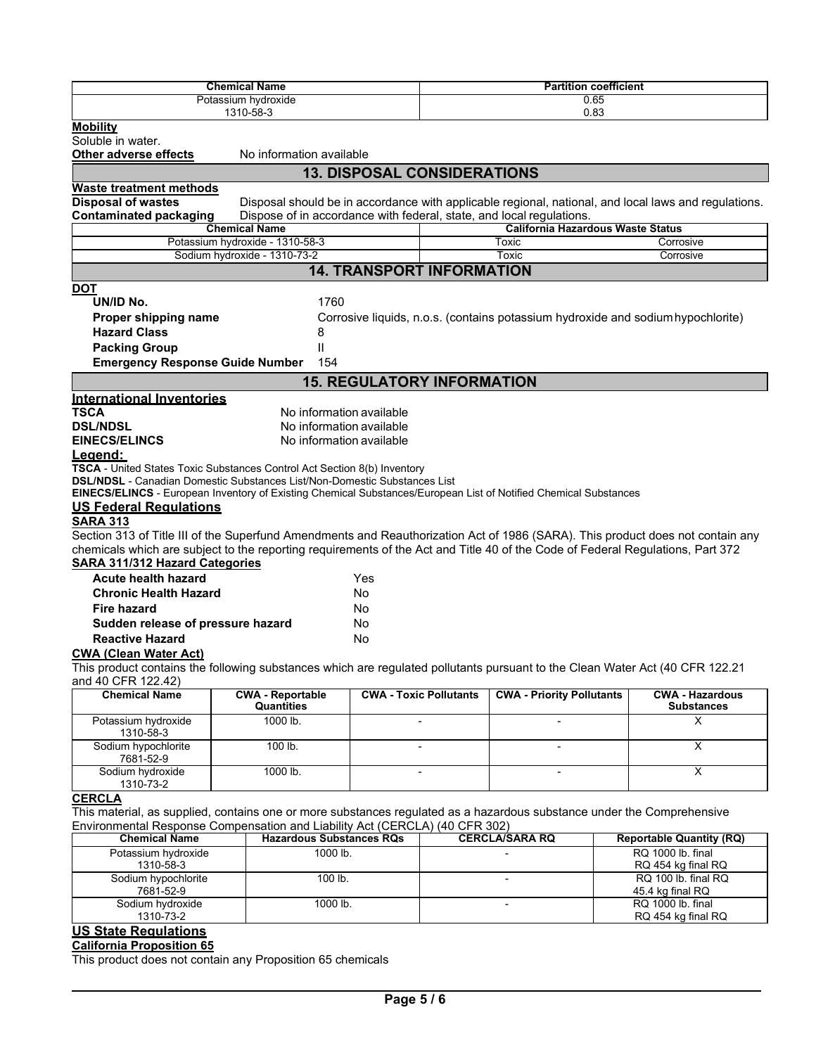| Chemical Name | Partition coefficient |
|---|---|
| Potassium hydroxide<br>1310-58-3 | 0.65<br>0.83 |

**Mobility**

Soluble in water.

**Other adverse effects** No information available

## 13. DISPOSAL CONSIDERATIONS

**Waste treatment methods**

**Disposal of wastes** Disposal should be in accordance with applicable regional, national, and local laws and regulations.

**Contaminated packaging** Dispose of in accordance with federal, state, and local regulations.

| Chemical Name | California Hazardous Waste Status | |
|---|---|---|
| Potassium hydroxide - 1310-58-3 | Toxic | Corrosive |
| Sodium hydroxide - 1310-73-2 | Toxic | Corrosive |

## 14. TRANSPORT INFORMATION

**DOT**

- **UN/ID No.** 1760
- **Proper shipping name** Corrosive liquids, n.o.s. (contains potassium hydroxide and sodium hypochlorite)
- **Hazard Class** 8
- **Packing Group** II
- **Emergency Response Guide Number** 154

## 15. REGULATORY INFORMATION

**International Inventories**

- **TSCA** No information available
- **DSL/NDSL** No information available
- **EINECS/ELINCS** No information available

**Legend:**

**TSCA** - United States Toxic Substances Control Act Section 8(b) Inventory
**DSL/NDSL** - Canadian Domestic Substances List/Non-Domestic Substances List
**EINECS/ELINCS** - European Inventory of Existing Chemical Substances/European List of Notified Chemical Substances

**US Federal Regulations**

**SARA 313**

Section 313 of Title III of the Superfund Amendments and Reauthorization Act of 1986 (SARA). This product does not contain any chemicals which are subject to the reporting requirements of the Act and Title 40 of the Code of Federal Regulations, Part 372

**SARA 311/312 Hazard Categories**

- **Acute health hazard** Yes
- **Chronic Health Hazard** No
- **Fire hazard** No
- **Sudden release of pressure hazard** No
- **Reactive Hazard** No

**CWA (Clean Water Act)**

This product contains the following substances which are regulated pollutants pursuant to the Clean Water Act (40 CFR 122.21 and 40 CFR 122.42)

| Chemical Name | CWA - Reportable Quantities | CWA - Toxic Pollutants | CWA - Priority Pollutants | CWA - Hazardous Substances |
|---|---|---|---|---|
| Potassium hydroxide<br>1310-58-3 | 1000 lb. | - | - | X |
| Sodium hypochlorite<br>7681-52-9 | 100 lb. | - | - | X |
| Sodium hydroxide<br>1310-73-2 | 1000 lb. | - | - | X |

**CERCLA**

This material, as supplied, contains one or more substances regulated as a hazardous substance under the Comprehensive Environmental Response Compensation and Liability Act (CERCLA) (40 CFR 302)

| Chemical Name | Hazardous Substances RQs | CERCLA/SARA RQ | Reportable Quantity (RQ) |
|---|---|---|---|
| Potassium hydroxide<br>1310-58-3 | 1000 lb. | - | RQ 1000 lb. final<br>RQ 454 kg final RQ |
| Sodium hypochlorite<br>7681-52-9 | 100 lb. | - | RQ 100 lb. final RQ<br>45.4 kg final RQ |
| Sodium hydroxide<br>1310-73-2 | 1000 lb. | - | RQ 1000 lb. final<br>RQ 454 kg final RQ |

**US State Regulations**

**California Proposition 65**

This product does not contain any Proposition 65 chemicals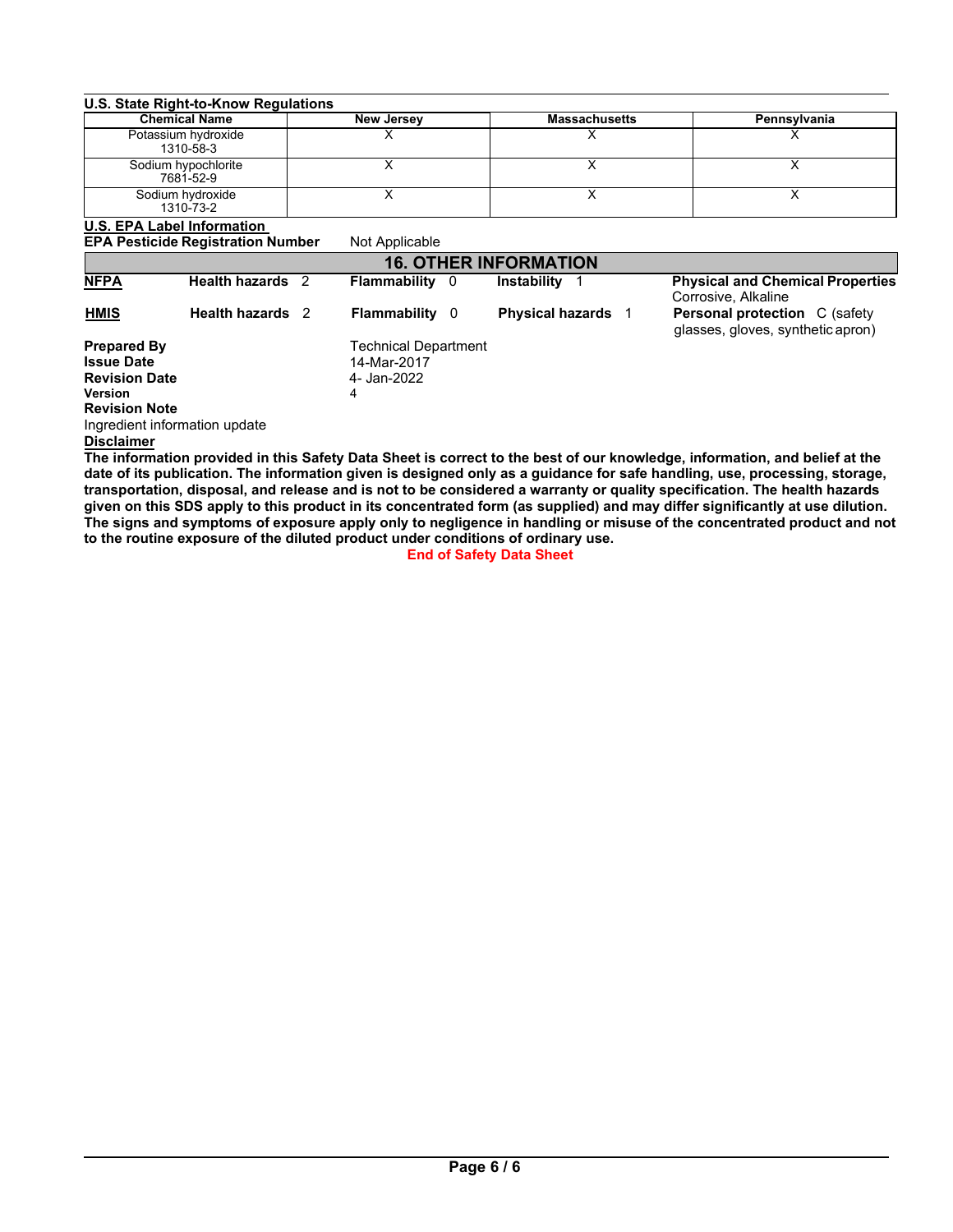**U.S. State Right-to-Know Regulations**

| Chemical Name | New Jersey | Massachusetts | Pennsylvania |
| --- | --- | --- | --- |
| Potassium hydroxide 1310-58-3 | X | X | X |
| Sodium hypochlorite 7681-52-9 | X | X | X |
| Sodium hydroxide 1310-73-2 | X | X | X |

**U.S. EPA Label Information**

**EPA Pesticide Registration Number** Not Applicable

## 16. OTHER INFORMATION

| | | | | |
| --- | --- | --- | --- | --- |
| **NFPA** | **Health hazards** 2 | **Flammability** 0 | **Instability** 1 | **Physical and Chemical Properties** Corrosive, Alkaline |
| **HMIS** | **Health hazards** 2 | **Flammability** 0 | **Physical hazards** 1 | **Personal protection** C (safety glasses, gloves, synthetic apron) |

**Prepared By** Technical Department
**Issue Date** 14-Mar-2017
**Revision Date** 4- Jan-2022
**Version** 4
**Revision Note**
Ingredient information update

**Disclaimer**

**The information provided in this Safety Data Sheet is correct to the best of our knowledge, information, and belief at the date of its publication. The information given is designed only as a guidance for safe handling, use, processing, storage, transportation, disposal, and release and is not to be considered a warranty or quality specification. The health hazards given on this SDS apply to this product in its concentrated form (as supplied) and may differ significantly at use dilution. The signs and symptoms of exposure apply only to negligence in handling or misuse of the concentrated product and not to the routine exposure of the diluted product under conditions of ordinary use.**

**End of Safety Data Sheet**